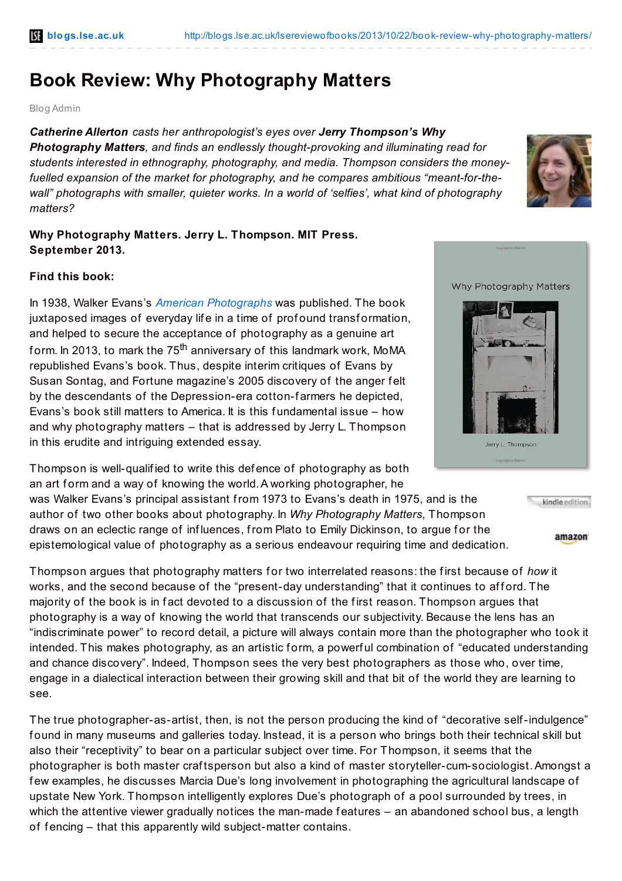# Book Review: Why Photography Matters

Blog Admin

***Catherine Allerton*** *casts her anthropologist's eyes over* ***Jerry Thompson's Why Photography Matters****, and finds an endlessly thought-provoking and illuminating read for students interested in ethnography, photography, and media. Thompson considers the money-fuelled expansion of the market for photography, and he compares ambitious "meant-for-the-wall" photographs with smaller, quieter works. In a world of 'selfies', what kind of photography matters?*

**Why Photography Matters. Jerry L. Thompson. MIT Press. September 2013.**

**Find this book:**

In 1938, Walker Evans's *American Photographs* was published. The book juxtaposed images of everyday life in a time of profound transformation, and helped to secure the acceptance of photography as a genuine art form. In 2013, to mark the 75th anniversary of this landmark work, MoMA republished Evans's book. Thus, despite interim critiques of Evans by Susan Sontag, and Fortune magazine's 2005 discovery of the anger felt by the descendants of the Depression-era cotton-farmers he depicted, Evans's book still matters to America. It is this fundamental issue – how and why photography matters – that is addressed by Jerry L. Thompson in this erudite and intriguing extended essay.

Thompson is well-qualified to write this defence of photography as both an art form and a way of knowing the world. A working photographer, he was Walker Evans's principal assistant from 1973 to Evans's death in 1975, and is the author of two other books about photography. In *Why Photography Matters*, Thompson draws on an eclectic range of influences, from Plato to Emily Dickinson, to argue for the epistemological value of photography as a serious endeavour requiring time and dedication.

Thompson argues that photography matters for two interrelated reasons: the first because of *how* it works, and the second because of the "present-day understanding" that it continues to afford. The majority of the book is in fact devoted to a discussion of the first reason. Thompson argues that photography is a way of knowing the world that transcends our subjectivity. Because the lens has an "indiscriminate power" to record detail, a picture will always contain more than the photographer who took it intended. This makes photography, as an artistic form, a powerful combination of "educated understanding and chance discovery". Indeed, Thompson sees the very best photographers as those who, over time, engage in a dialectical interaction between their growing skill and that bit of the world they are learning to see.

The true photographer-as-artist, then, is not the person producing the kind of "decorative self-indulgence" found in many museums and galleries today. Instead, it is a person who brings both their technical skill but also their "receptivity" to bear on a particular subject over time. For Thompson, it seems that the photographer is both master craftsperson but also a kind of master storyteller-cum-sociologist. Amongst a few examples, he discusses Marcia Due's long involvement in photographing the agricultural landscape of upstate New York. Thompson intelligently explores Due's photograph of a pool surrounded by trees, in which the attentive viewer gradually notices the man-made features – an abandoned school bus, a length of fencing – that this apparently wild subject-matter contains.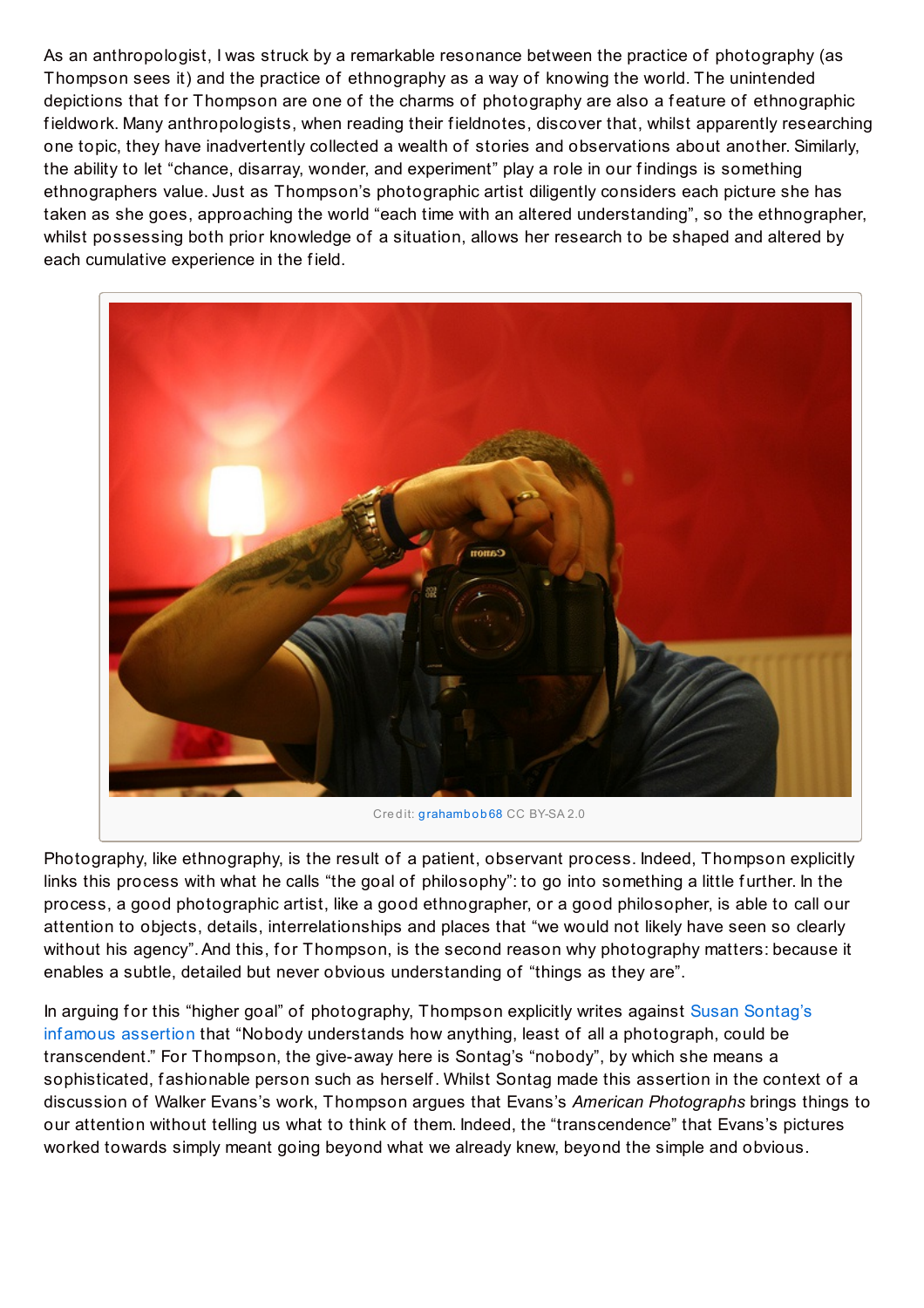As an anthropologist, I was struck by a remarkable resonance between the practice of photography (as Thompson sees it) and the practice of ethnography as a way of knowing the world. The unintended depictions that for Thompson are one of the charms of photography are also a feature of ethnographic fieldwork. Many anthropologists, when reading their fieldnotes, discover that, whilst apparently researching one topic, they have inadvertently collected a wealth of stories and observations about another. Similarly, the ability to let "chance, disarray, wonder, and experiment" play a role in our findings is something ethnographers value. Just as Thompson's photographic artist diligently considers each picture she has taken as she goes, approaching the world "each time with an altered understanding", so the ethnographer, whilst possessing both prior knowledge of a situation, allows her research to be shaped and altered by each cumulative experience in the field.

Credit: grahambob68 CC BY-SA 2.0

Photography, like ethnography, is the result of a patient, observant process. Indeed, Thompson explicitly links this process with what he calls "the goal of philosophy": to go into something a little further. In the process, a good photographic artist, like a good ethnographer, or a good philosopher, is able to call our attention to objects, details, interrelationships and places that "we would not likely have seen so clearly without his agency". And this, for Thompson, is the second reason why photography matters: because it enables a subtle, detailed but never obvious understanding of "things as they are".

In arguing for this "higher goal" of photography, Thompson explicitly writes against Susan Sontag's infamous assertion that "Nobody understands how anything, least of all a photograph, could be transcendent." For Thompson, the give-away here is Sontag's "nobody", by which she means a sophisticated, fashionable person such as herself. Whilst Sontag made this assertion in the context of a discussion of Walker Evans's work, Thompson argues that Evans's *American Photographs* brings things to our attention without telling us what to think of them. Indeed, the "transcendence" that Evans's pictures worked towards simply meant going beyond what we already knew, beyond the simple and obvious.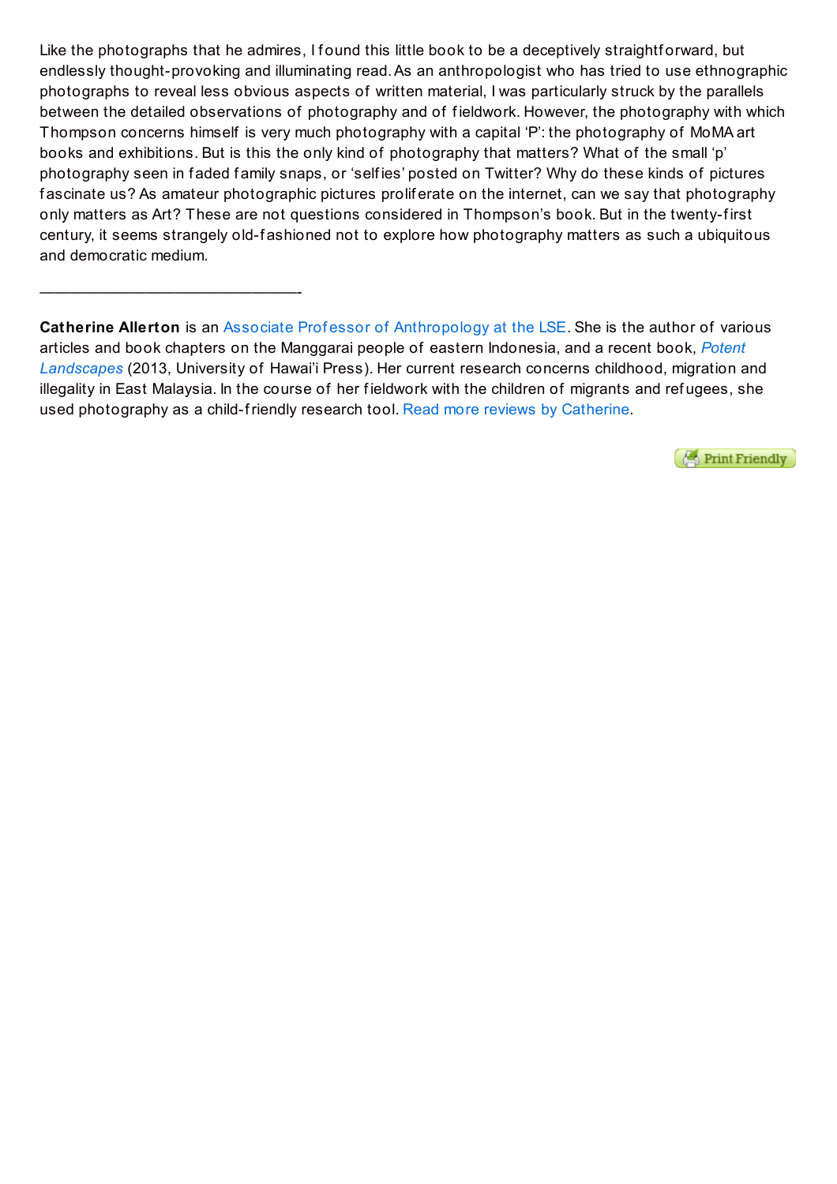Like the photographs that he admires, I found this little book to be a deceptively straightforward, but endlessly thought-provoking and illuminating read. As an anthropologist who has tried to use ethnographic photographs to reveal less obvious aspects of written material, I was particularly struck by the parallels between the detailed observations of photography and of fieldwork. However, the photography with which Thompson concerns himself is very much photography with a capital 'P': the photography of MoMA art books and exhibitions. But is this the only kind of photography that matters? What of the small 'p' photography seen in faded family snaps, or 'selfies' posted on Twitter? Why do these kinds of pictures fascinate us? As amateur photographic pictures proliferate on the internet, can we say that photography only matters as Art? These are not questions considered in Thompson's book. But in the twenty-first century, it seems strangely old-fashioned not to explore how photography matters as such a ubiquitous and democratic medium.

——————————————————-

**Catherine Allerton** is an Associate Professor of Anthropology at the LSE. She is the author of various articles and book chapters on the Manggarai people of eastern Indonesia, and a recent book, *Potent Landscapes* (2013, University of Hawai'i Press). Her current research concerns childhood, migration and illegality in East Malaysia. In the course of her fieldwork with the children of migrants and refugees, she used photography as a child-friendly research tool. Read more reviews by Catherine.